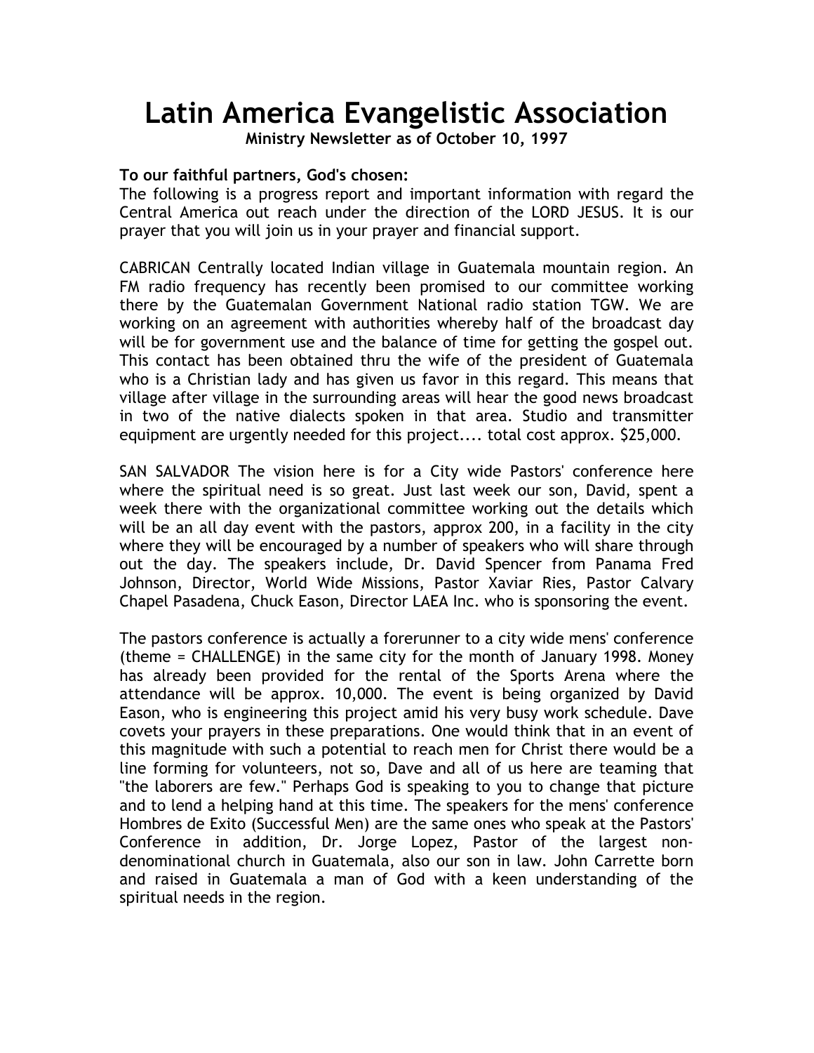# Latin America Evangelistic Association

**Ministry Newsletter as of October 10, 1997**

**To our faithful partners, God's chosen:**
The following is a progress report and important information with regard the Central America out reach under the direction of the LORD JESUS. It is our prayer that you will join us in your prayer and financial support.

CABRICAN Centrally located Indian village in Guatemala mountain region. An FM radio frequency has recently been promised to our committee working there by the Guatemalan Government National radio station TGW. We are working on an agreement with authorities whereby half of the broadcast day will be for government use and the balance of time for getting the gospel out. This contact has been obtained thru the wife of the president of Guatemala who is a Christian lady and has given us favor in this regard. This means that village after village in the surrounding areas will hear the good news broadcast in two of the native dialects spoken in that area. Studio and transmitter equipment are urgently needed for this project.... total cost approx. $25,000.

SAN SALVADOR The vision here is for a City wide Pastors' conference here where the spiritual need is so great. Just last week our son, David, spent a week there with the organizational committee working out the details which will be an all day event with the pastors, approx 200, in a facility in the city where they will be encouraged by a number of speakers who will share through out the day. The speakers include, Dr. David Spencer from Panama Fred Johnson, Director, World Wide Missions, Pastor Xaviar Ries, Pastor Calvary Chapel Pasadena, Chuck Eason, Director LAEA Inc. who is sponsoring the event.

The pastors conference is actually a forerunner to a city wide mens' conference (theme = CHALLENGE) in the same city for the month of January 1998. Money has already been provided for the rental of the Sports Arena where the attendance will be approx. 10,000. The event is being organized by David Eason, who is engineering this project amid his very busy work schedule. Dave covets your prayers in these preparations. One would think that in an event of this magnitude with such a potential to reach men for Christ there would be a line forming for volunteers, not so, Dave and all of us here are teaming that "the laborers are few." Perhaps God is speaking to you to change that picture and to lend a helping hand at this time. The speakers for the mens' conference Hombres de Exito (Successful Men) are the same ones who speak at the Pastors' Conference in addition, Dr. Jorge Lopez, Pastor of the largest non-denominational church in Guatemala, also our son in law. John Carrette born and raised in Guatemala a man of God with a keen understanding of the spiritual needs in the region.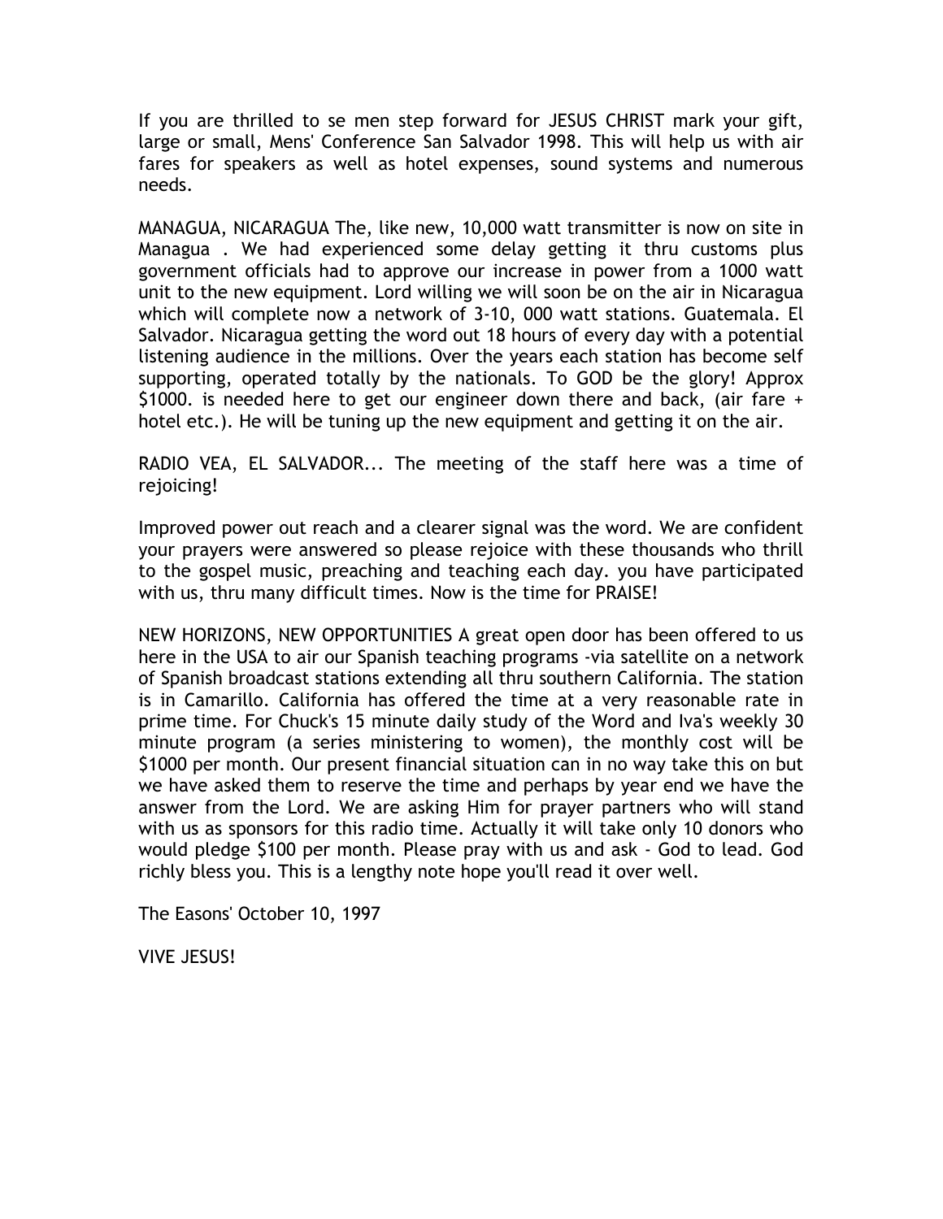If you are thrilled to se men step forward for JESUS CHRIST mark your gift, large or small, Mens' Conference San Salvador 1998. This will help us with air fares for speakers as well as hotel expenses, sound systems and numerous needs.

MANAGUA, NICARAGUA The, like new, 10,000 watt transmitter is now on site in Managua . We had experienced some delay getting it thru customs plus government officials had to approve our increase in power from a 1000 watt unit to the new equipment. Lord willing we will soon be on the air in Nicaragua which will complete now a network of 3-10, 000 watt stations. Guatemala. El Salvador. Nicaragua getting the word out 18 hours of every day with a potential listening audience in the millions. Over the years each station has become self supporting, operated totally by the nationals. To GOD be the glory! Approx $1000. is needed here to get our engineer down there and back, (air fare + hotel etc.). He will be tuning up the new equipment and getting it on the air.

RADIO VEA, EL SALVADOR... The meeting of the staff here was a time of rejoicing!

Improved power out reach and a clearer signal was the word. We are confident your prayers were answered so please rejoice with these thousands who thrill to the gospel music, preaching and teaching each day. you have participated with us, thru many difficult times. Now is the time for PRAISE!

NEW HORIZONS, NEW OPPORTUNITIES A great open door has been offered to us here in the USA to air our Spanish teaching programs -via satellite on a network of Spanish broadcast stations extending all thru southern California. The station is in Camarillo. California has offered the time at a very reasonable rate in prime time. For Chuck's 15 minute daily study of the Word and Iva's weekly 30 minute program (a series ministering to women), the monthly cost will be $1000 per month. Our present financial situation can in no way take this on but we have asked them to reserve the time and perhaps by year end we have the answer from the Lord. We are asking Him for prayer partners who will stand with us as sponsors for this radio time. Actually it will take only 10 donors who would pledge $100 per month. Please pray with us and ask - God to lead. God richly bless you. This is a lengthy note hope you'll read it over well.

The Easons' October 10, 1997

VIVE JESUS!